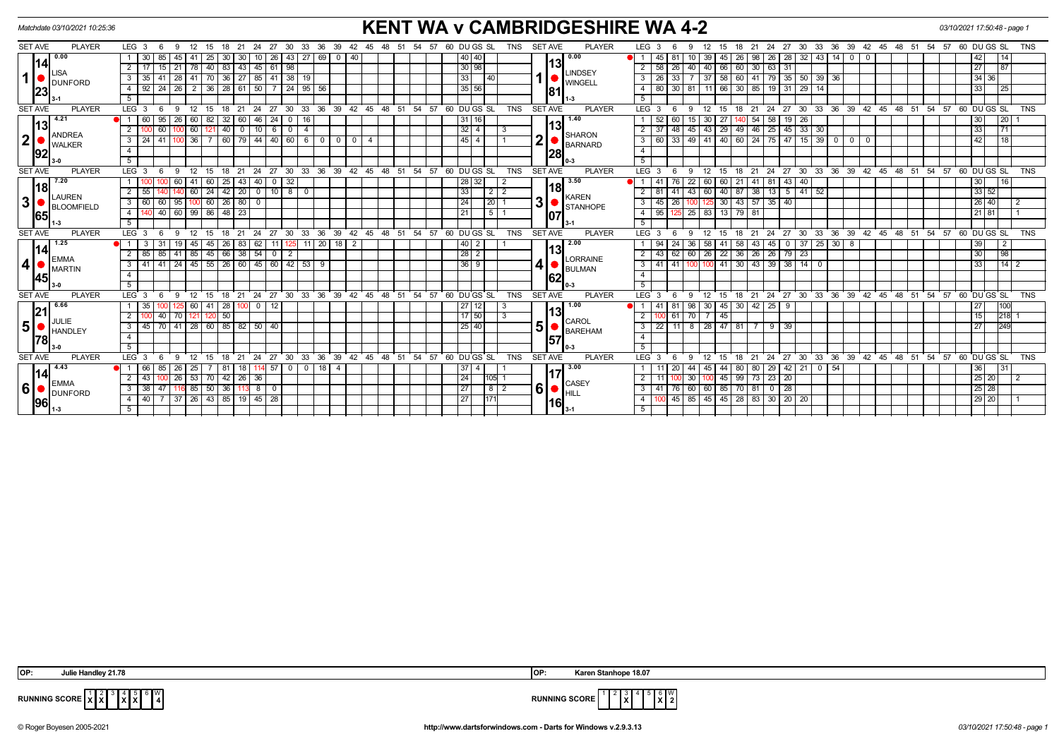Matchdate 03/10/2021 10:25:36

# KENT WA v CAMBRIDGESHIRE WA 4-2

03/10/2021 17:50:48 - page 1

| SET | AVE | PLAYER | LEG | Scores | DU | GS | SL | TNS | SET | AVE | PLAYER | LEG | Scores | DU | GS | SL | TNS |
|---|---|---|---|---|---|---|---|---|---|---|---|---|---|---|---|---|---|
| 1 | 14.23 (0.00) | LISA DUNFORD 3-1 | 1 | 30 85 45 41 25 30 30 10 26 43 27 69 0 40 | 40 | 40 | | | 1 | 13.81 (0.00) | LINDSEY WINGELL 1-3 | 1 | 45 81 10 39 45 26 98 26 28 32 43 14 0 0 | | 42 | 14 | |
| | | | 2 | 17 15 21 78 40 83 43 45 61 98 | 30 | 98 | | | | | | 2 | 58 26 40 40 66 60 30 63 31 | | 27 | 87 | |
| | | | 3 | 35 41 28 41 70 36 27 85 41 38 19 | | 33 | 40 | | | | | 3 | 26 33 7 37 58 60 41 79 35 50 39 36 | 34 | 36 | | |
| | | | 4 | 92 24 26 2 36 28 61 50 7 24 95 56 | 35 | 56 | | | | | | 4 | 80 30 81 11 66 30 85 19 31 29 14 | | 33 | 25 | |
| 2 | 13.92 (4.21) | ANDREA WALKER 3-0 | 1 | 60 95 26 60 82 32 60 46 24 0 16 | 31 | 16 | | | 2 | 13.28 (1.40) | SHARON BARNARD 0-3 | 1 | 52 60 15 30 27 140 54 58 19 26 | | 30 | 20 | 1 |
| | | | 2 | 100 60 100 60 121 40 0 10 6 0 4 | 32 | 4 | | 3 | | | | 2 | 37 48 45 43 29 49 46 25 45 33 30 | | 33 | 71 | |
| | | | 3 | 24 41 100 36 7 60 79 44 40 60 6 0 0 0 4 | 45 | 4 | | 1 | | | | 3 | 60 33 49 41 40 60 24 75 47 15 39 0 0 0 | | 42 | 18 | |
| 3 | 18.65 (7.20) | LAUREN BLOOMFIELD 1-3 | 1 | 100 100 60 41 60 25 43 40 0 32 | 28 | 32 | | 2 | 3 | 18.07 (3.50) | KAREN STANHOPE 3-1 | 1 | 41 76 22 60 60 21 41 81 43 40 | | 30 | 16 | |
| | | | 2 | 55 140 140 60 24 42 20 0 10 8 0 | | 33 | 2 | 2 | | | | 2 | 81 41 43 60 40 87 38 13 5 41 52 | 33 | 52 | | |
| | | | 3 | 60 60 95 100 60 26 80 0 | | 24 | 20 | 1 | | | | 3 | 45 26 100 125 30 43 57 35 40 | 26 | 40 | | 2 |
| | | | 4 | 140 40 60 99 86 48 23 | | 21 | 5 | 1 | | | | 4 | 95 125 25 83 13 79 81 | 21 | 81 | | 1 |
| 4 | 14.45 (1.25) | EMMA MARTIN 3-0 | 1 | 3 31 19 45 45 26 83 62 11 125 11 20 18 2 | 40 | 2 | | 1 | 4 | 13.62 (2.00) | LORRAINE BULMAN 0-3 | 1 | 94 24 36 58 41 58 43 45 0 37 25 30 8 | | 39 | 2 | |
| | | | 2 | 85 85 41 85 45 66 38 54 0 2 | 28 | 2 | | | | | | 2 | 43 62 60 26 22 36 26 26 79 23 | | 30 | 98 | |
| | | | 3 | 41 41 24 45 55 26 60 45 60 42 53 9 | 36 | 9 | | | | | | 3 | 41 41 100 100 41 30 43 39 38 14 0 | | 33 | 14 | 2 |
| 5 | 21.78 (6.66) | JULIE HANDLEY 3-0 | 1 | 35 100 125 60 41 28 100 0 12 | 27 | 12 | | 3 | 5 | 13.57 (1.00) | CAROL BAREHAM 0-3 | 1 | 41 81 98 30 45 30 42 25 9 | | 27 | 100 | |
| | | | 2 | 100 40 70 121 120 50 | 17 | 50 | | 3 | | | | 2 | 100 61 70 7 45 | | 15 | 218 | 1 |
| | | | 3 | 45 70 41 28 60 85 82 50 40 | 25 | 40 | | | | | | 3 | 22 11 8 28 47 81 7 9 39 | | 27 | 249 | |
| 6 | 14.96 (4.43) | EMMA DUNFORD 1-3 | 1 | 66 85 26 25 7 81 18 114 57 0 0 18 4 | 37 | 4 | | 1 | 6 | 17.16 (3.00) | CASEY HILL 3-1 | 1 | 11 20 44 45 44 80 80 29 42 21 0 54 | | 36 | 31 | |
| | | | 2 | 43 100 26 53 70 42 26 36 | | 24 | 105 | 1 | | | | 2 | 11 100 30 100 45 99 73 23 20 | 25 | 20 | | 2 |
| | | | 3 | 38 47 116 85 50 36 113 8 0 | | 27 | 8 | 2 | | | | 3 | 41 76 60 60 85 70 81 0 28 | 25 | 28 | | |
| | | | 4 | 40 7 37 26 43 85 19 45 28 | | 27 | 171 | | | | | 4 | 100 45 85 45 45 28 83 30 20 20 | 29 | 20 | | 1 |

OP: Julie Handley 21.78

OP: Karen Stanhope 18.07

| RUNNING SCORE | 1 | 2 | 3 | 4 | 5 | 6 | W |
|---|---|---|---|---|---|---|---|
| KENT | X | X | | X | X | | 4 |
| CAMBRIDGESHIRE | | | X | | | X | 2 |

© Roger Boyesen 2005-2021 http://www.dartsforwindows.com - Darts for Windows v.2.9.3.13 03/10/2021 17:50:48 - page 1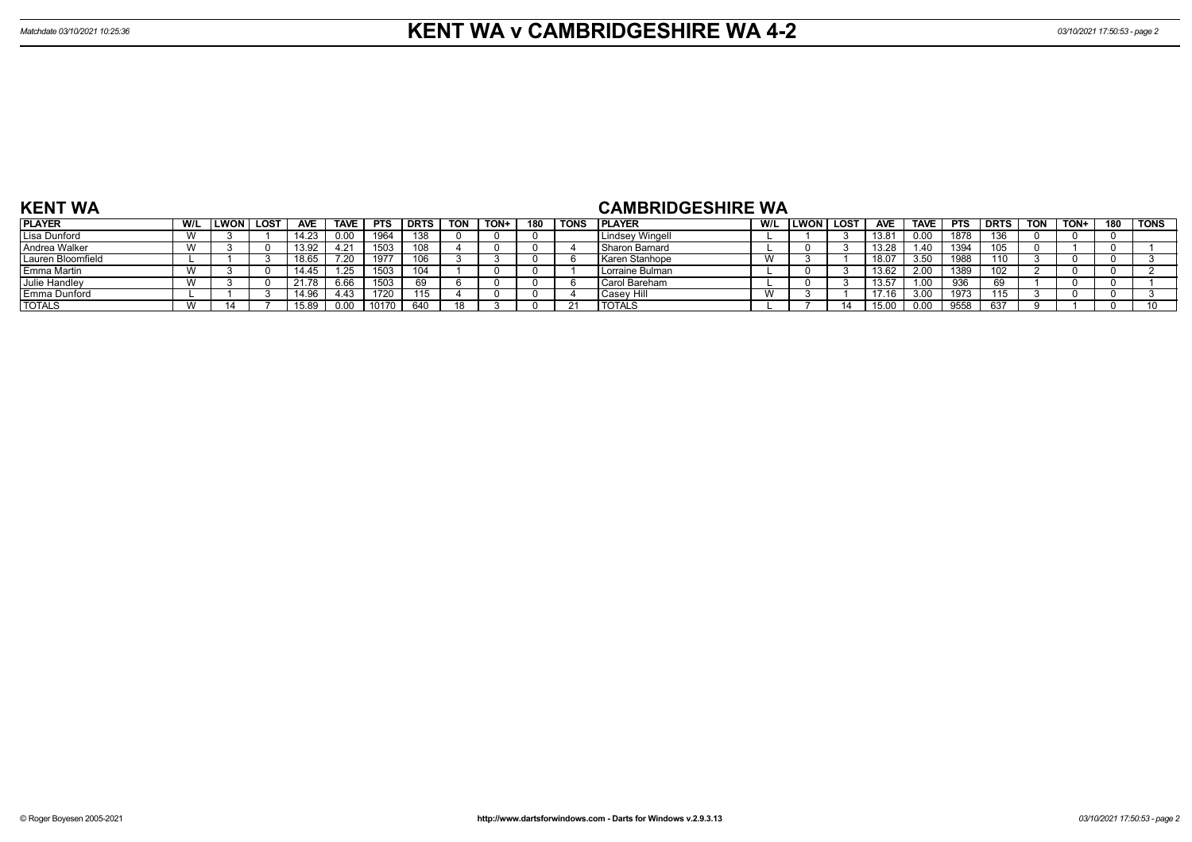Matchdate 03/10/2021 10:25:36

# KENT WA v CAMBRIDGESHIRE WA 4-2

## KENT WA

| PLAYER | W/L | LWON | LOST | AVE | TAVE | PTS | DRTS | TON | TON+ | 180 | TONS |
|---|---|---|---|---|---|---|---|---|---|---|---|
| Lisa Dunford | W | 3 | 1 | 14.23 | 0.00 | 1964 | 138 | 0 | 0 | 0 | |
| Andrea Walker | W | 3 | 0 | 13.92 | 4.21 | 1503 | 108 | 4 | 0 | 0 | 4 |
| Lauren Bloomfield | L | 1 | 3 | 18.65 | 7.20 | 1977 | 106 | 3 | 3 | 0 | 6 |
| Emma Martin | W | 3 | 0 | 14.45 | 1.25 | 1503 | 104 | 1 | 0 | 0 | 1 |
| Julie Handley | W | 3 | 0 | 21.78 | 6.66 | 1503 | 69 | 6 | 0 | 0 | 6 |
| Emma Dunford | L | 1 | 3 | 14.96 | 4.43 | 1720 | 115 | 4 | 0 | 0 | 4 |
| TOTALS | W | 14 | 7 | 15.89 | 0.00 | 10170 | 640 | 18 | 3 | 0 | 21 |

## CAMBRIDGESHIRE WA

| PLAYER | W/L | LWON | LOST | AVE | TAVE | PTS | DRTS | TON | TON+ | 180 | TONS |
|---|---|---|---|---|---|---|---|---|---|---|---|
| Lindsey Wingell | L | 1 | 3 | 13.81 | 0.00 | 1878 | 136 | 0 | 0 | 0 | |
| Sharon Barnard | L | 0 | 3 | 13.28 | 1.40 | 1394 | 105 | 0 | 1 | 0 | 1 |
| Karen Stanhope | W | 3 | 1 | 18.07 | 3.50 | 1988 | 110 | 3 | 0 | 0 | 3 |
| Lorraine Bulman | L | 0 | 3 | 13.62 | 2.00 | 1389 | 102 | 2 | 0 | 0 | 2 |
| Carol Bareham | L | 0 | 3 | 13.57 | 1.00 | 936 | 69 | 1 | 0 | 0 | 1 |
| Casey Hill | W | 3 | 1 | 17.16 | 3.00 | 1973 | 115 | 3 | 0 | 0 | 3 |
| TOTALS | L | 7 | 14 | 15.00 | 0.00 | 9558 | 637 | 9 | 1 | 0 | 10 |